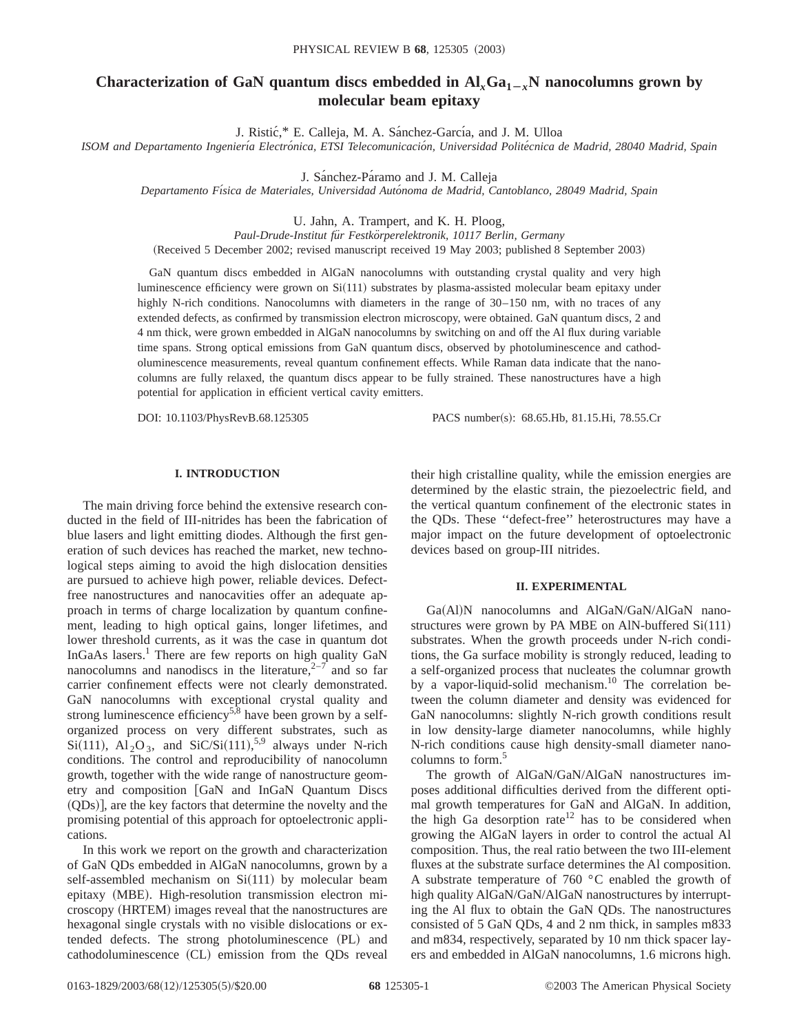# Characterization of GaN quantum discs embedded in $Al_xGa_{1-x}N$ nanocolumns grown by molecular beam epitaxy

J. Ristić,* E. Calleja, M. A. Sánchez-García, and J. M. Ulloa

*ISOM and Departamento Ingeniería Electrónica, ETSI Telecomunicación, Universidad Politécnica de Madrid, 28040 Madrid, Spain*

J. Sánchez-Páramo and J. M. Calleja

*Departamento Física de Materiales, Universidad Autónoma de Madrid, Cantoblanco, 28049 Madrid, Spain*

U. Jahn, A. Trampert, and K. H. Ploog,

*Paul-Drude-Institut für Festkörperelektronik, 10117 Berlin, Germany*

(Received 5 December 2002; revised manuscript received 19 May 2003; published 8 September 2003)

GaN quantum discs embedded in AlGaN nanocolumns with outstanding crystal quality and very high luminescence efficiency were grown on Si(111) substrates by plasma-assisted molecular beam epitaxy under highly N-rich conditions. Nanocolumns with diameters in the range of 30–150 nm, with no traces of any extended defects, as confirmed by transmission electron microscopy, were obtained. GaN quantum discs, 2 and 4 nm thick, were grown embedded in AlGaN nanocolumns by switching on and off the Al flux during variable time spans. Strong optical emissions from GaN quantum discs, observed by photoluminescence and cathodoluminescence measurements, reveal quantum confinement effects. While Raman data indicate that the nanocolumns are fully relaxed, the quantum discs appear to be fully strained. These nanostructures have a high potential for application in efficient vertical cavity emitters.

DOI: 10.1103/PhysRevB.68.125305 PACS number(s): 68.65.Hb, 81.15.Hi, 78.55.Cr

## I. INTRODUCTION

The main driving force behind the extensive research conducted in the field of III-nitrides has been the fabrication of blue lasers and light emitting diodes. Although the first generation of such devices has reached the market, new technological steps aiming to avoid the high dislocation densities are pursued to achieve high power, reliable devices. Defect-free nanostructures and nanocavities offer an adequate approach in terms of charge localization by quantum confinement, leading to high optical gains, longer lifetimes, and lower threshold currents, as it was the case in quantum dot InGaAs lasers.[1] There are few reports on high quality GaN nanocolumns and nanodiscs in the literature,[2–7] and so far carrier confinement effects were not clearly demonstrated. GaN nanocolumns with exceptional crystal quality and strong luminescence efficiency[5,8] have been grown by a self-organized process on very different substrates, such as Si(111), $Al_2O_3$, and SiC/Si(111),[5,9] always under N-rich conditions. The control and reproducibility of nanocolumn growth, together with the wide range of nanostructure geometry and composition [GaN and InGaN Quantum Discs (QDs)], are the key factors that determine the novelty and the promising potential of this approach for optoelectronic applications.

In this work we report on the growth and characterization of GaN QDs embedded in AlGaN nanocolumns, grown by a self-assembled mechanism on Si(111) by molecular beam epitaxy (MBE). High-resolution transmission electron microscopy (HRTEM) images reveal that the nanostructures are hexagonal single crystals with no visible dislocations or extended defects. The strong photoluminescence (PL) and cathodoluminescence (CL) emission from the QDs reveal their high cristalline quality, while the emission energies are determined by the elastic strain, the piezoelectric field, and the vertical quantum confinement of the electronic states in the QDs. These "defect-free" heterostructures may have a major impact on the future development of optoelectronic devices based on group-III nitrides.

## II. EXPERIMENTAL

Ga(Al)N nanocolumns and AlGaN/GaN/AlGaN nanostructures were grown by PA MBE on AlN-buffered Si(111) substrates. When the growth proceeds under N-rich conditions, the Ga surface mobility is strongly reduced, leading to a self-organized process that nucleates the columnar growth by a vapor-liquid-solid mechanism.[10] The correlation between the column diameter and density was evidenced for GaN nanocolumns: slightly N-rich growth conditions result in low density-large diameter nanocolumns, while highly N-rich conditions cause high density-small diameter nanocolumns to form.[5]

The growth of AlGaN/GaN/AlGaN nanostructures imposes additional difficulties derived from the different optimal growth temperatures for GaN and AlGaN. In addition, the high Ga desorption rate[12] has to be considered when growing the AlGaN layers in order to control the actual Al composition. Thus, the real ratio between the two III-element fluxes at the substrate surface determines the Al composition. A substrate temperature of 760 °C enabled the growth of high quality AlGaN/GaN/AlGaN nanostructures by interrupting the Al flux to obtain the GaN QDs. The nanostructures consisted of 5 GaN QDs, 4 and 2 nm thick, in samples m833 and m834, respectively, separated by 10 nm thick spacer layers and embedded in AlGaN nanocolumns, 1.6 microns high.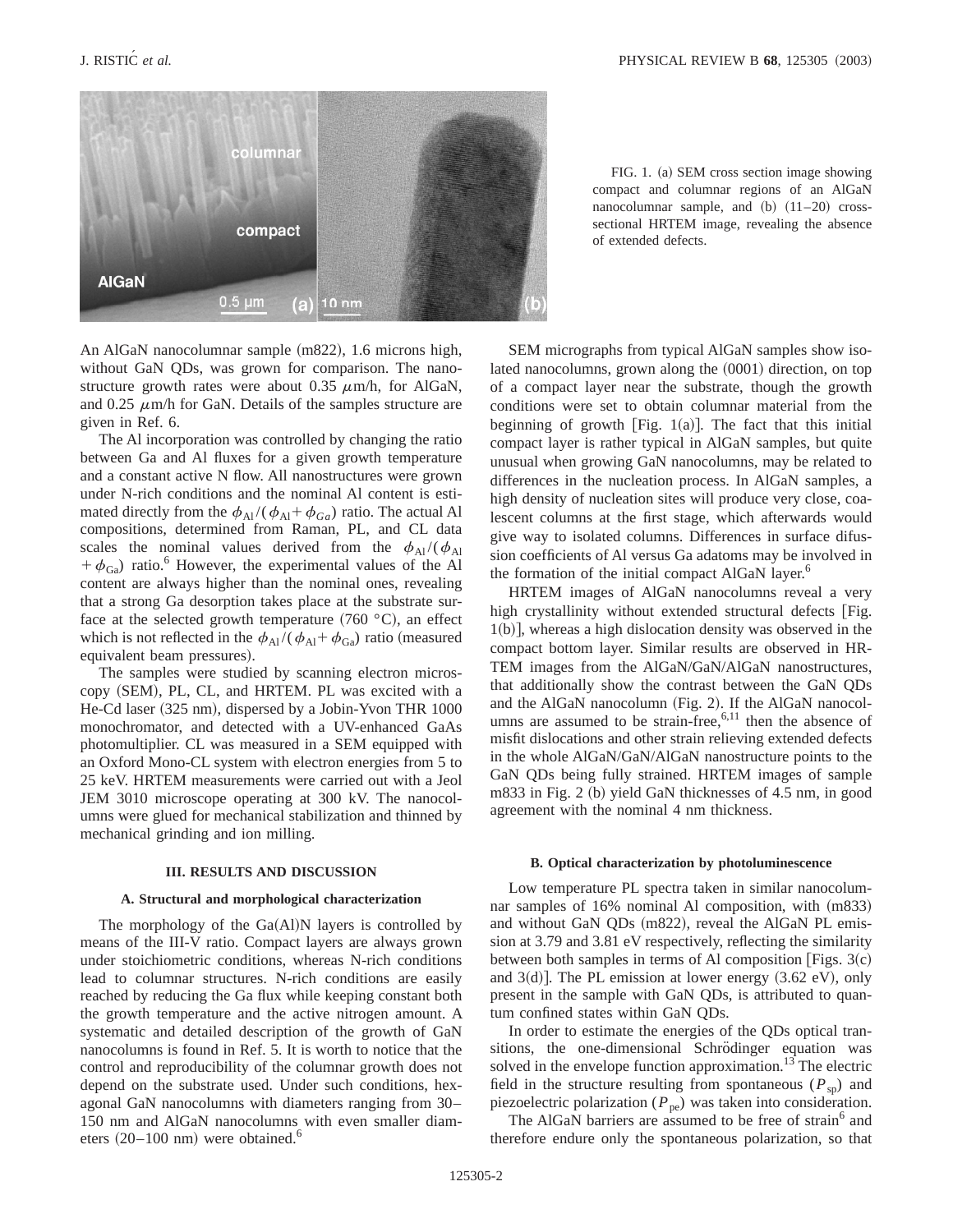FIG. 1. (a) SEM cross section image showing compact and columnar regions of an AlGaN nanocolumnar sample, and (b) (11–20) cross-sectional HRTEM image, revealing the absence of extended defects.

An AlGaN nanocolumnar sample (m822), 1.6 microns high, without GaN QDs, was grown for comparison. The nanostructure growth rates were about 0.35 $\mu$m/h, for AlGaN, and 0.25 $\mu$m/h for GaN. Details of the samples structure are given in Ref. 6.

The Al incorporation was controlled by changing the ratio between Ga and Al fluxes for a given growth temperature and a constant active N flow. All nanostructures were grown under N-rich conditions and the nominal Al content is estimated directly from the $\phi_{\mathrm{Al}}/(\phi_{\mathrm{Al}}+\phi_{Ga})$ ratio. The actual Al compositions, determined from Raman, PL, and CL data scales the nominal values derived from the $\phi_{\mathrm{Al}}/(\phi_{\mathrm{Al}}+\phi_{\mathrm{Ga}})$ ratio.[6] However, the experimental values of the Al content are always higher than the nominal ones, revealing that a strong Ga desorption takes place at the substrate surface at the selected growth temperature (760 °C), an effect which is not reflected in the $\phi_{\mathrm{Al}}/(\phi_{\mathrm{Al}}+\phi_{\mathrm{Ga}})$ ratio (measured equivalent beam pressures).

The samples were studied by scanning electron microscopy (SEM), PL, CL, and HRTEM. PL was excited with a He-Cd laser (325 nm), dispersed by a Jobin-Yvon THR 1000 monochromator, and detected with a UV-enhanced GaAs photomultiplier. CL was measured in a SEM equipped with an Oxford Mono-CL system with electron energies from 5 to 25 keV. HRTEM measurements were carried out with a Jeol JEM 3010 microscope operating at 300 kV. The nanocolumns were glued for mechanical stabilization and thinned by mechanical grinding and ion milling.

## III. RESULTS AND DISCUSSION

### A. Structural and morphological characterization

The morphology of the Ga(Al)N layers is controlled by means of the III-V ratio. Compact layers are always grown under stoichiometric conditions, whereas N-rich conditions lead to columnar structures. N-rich conditions are easily reached by reducing the Ga flux while keeping constant both the growth temperature and the active nitrogen amount. A systematic and detailed description of the growth of GaN nanocolumns is found in Ref. 5. It is worth to notice that the control and reproducibility of the columnar growth does not depend on the substrate used. Under such conditions, hexagonal GaN nanocolumns with diameters ranging from 30–150 nm and AlGaN nanocolumns with even smaller diameters (20–100 nm) were obtained.[6]

SEM micrographs from typical AlGaN samples show isolated nanocolumns, grown along the (0001) direction, on top of a compact layer near the substrate, though the growth conditions were set to obtain columnar material from the beginning of growth [Fig. 1(a)]. The fact that this initial compact layer is rather typical in AlGaN samples, but quite unusual when growing GaN nanocolumns, may be related to differences in the nucleation process. In AlGaN samples, a high density of nucleation sites will produce very close, coalescent columns at the first stage, which afterwards would give way to isolated columns. Differences in surface difussion coefficients of Al versus Ga adatoms may be involved in the formation of the initial compact AlGaN layer.[6]

HRTEM images of AlGaN nanocolumns reveal a very high crystallinity without extended structural defects [Fig. 1(b)], whereas a high dislocation density was observed in the compact bottom layer. Similar results are observed in HRTEM images from the AlGaN/GaN/AlGaN nanostructures, that additionally show the contrast between the GaN QDs and the AlGaN nanocolumn (Fig. 2). If the AlGaN nanocolumns are assumed to be strain-free,[6,11] then the absence of misfit dislocations and other strain relieving extended defects in the whole AlGaN/GaN/AlGaN nanostructure points to the GaN QDs being fully strained. HRTEM images of sample m833 in Fig. 2 (b) yield GaN thicknesses of 4.5 nm, in good agreement with the nominal 4 nm thickness.

### B. Optical characterization by photoluminescence

Low temperature PL spectra taken in similar nanocolumnar samples of 16% nominal Al composition, with (m833) and without GaN QDs (m822), reveal the AlGaN PL emission at 3.79 and 3.81 eV respectively, reflecting the similarity between both samples in terms of Al composition [Figs. 3(c) and 3(d)]. The PL emission at lower energy (3.62 eV), only present in the sample with GaN QDs, is attributed to quantum confined states within GaN QDs.

In order to estimate the energies of the QDs optical transitions, the one-dimensional Schrödinger equation was solved in the envelope function approximation.[13] The electric field in the structure resulting from spontaneous ($P_{\mathrm{sp}}$) and piezoelectric polarization ($P_{\mathrm{pe}}$) was taken into consideration.

The AlGaN barriers are assumed to be free of strain[6] and therefore endure only the spontaneous polarization, so that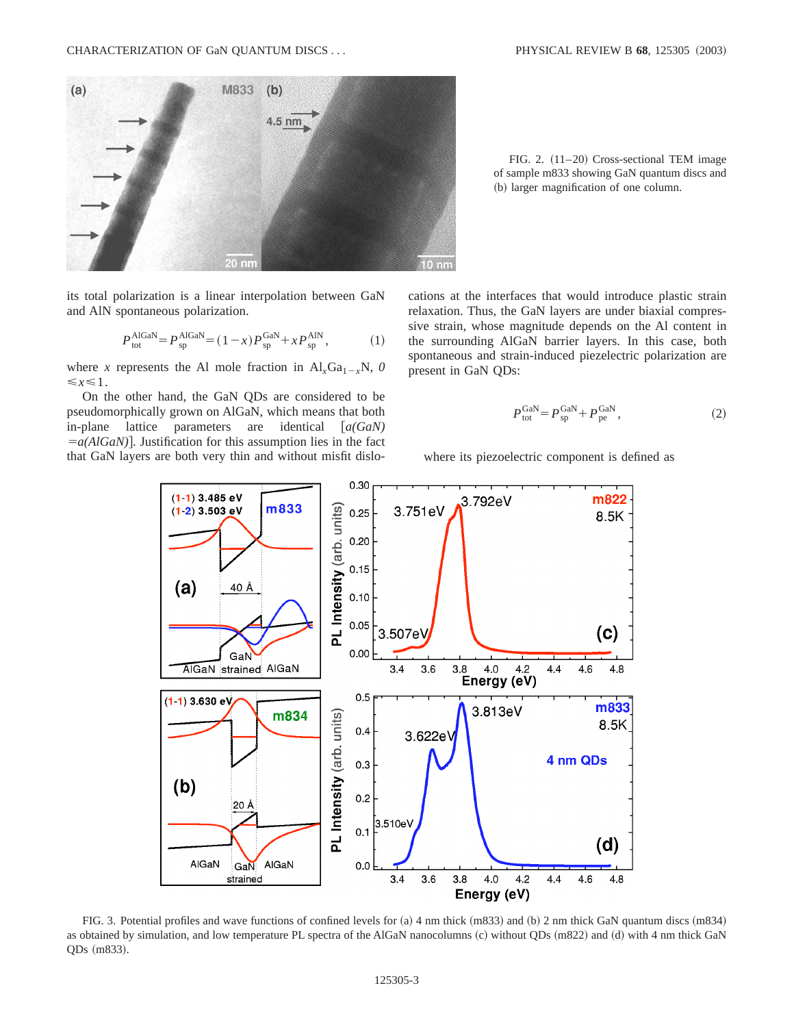FIG. 2. (11–20) Cross-sectional TEM image of sample m833 showing GaN quantum discs and (b) larger magnification of one column.

its total polarization is a linear interpolation between GaN and AlN spontaneous polarization.

$$P_{tot}^{AlGaN} = P_{sp}^{AlGaN} = (1-x)P_{sp}^{GaN} + xP_{sp}^{AlN}, \quad (1)$$

where $x$ represents the Al mole fraction in $Al_xGa_{1-x}N$, $0 \leqslant x \leqslant 1$.

On the other hand, the GaN QDs are considered to be pseudomorphically grown on AlGaN, which means that both in-plane lattice parameters are identical [$a(GaN) = a(AlGaN)$]. Justification for this assumption lies in the fact that GaN layers are both very thin and without misfit dislocations at the interfaces that would introduce plastic strain relaxation. Thus, the GaN layers are under biaxial compressive strain, whose magnitude depends on the Al content in the surrounding AlGaN barrier layers. In this case, both spontaneous and strain-induced piezoelectric polarization are present in GaN QDs:

$$P_{tot}^{GaN} = P_{sp}^{GaN} + P_{pe}^{GaN}, \quad (2)$$

where its piezoelectric component is defined as

FIG. 3. Potential profiles and wave functions of confined levels for (a) 4 nm thick (m833) and (b) 2 nm thick GaN quantum discs (m834) as obtained by simulation, and low temperature PL spectra of the AlGaN nanocolumns (c) without QDs (m822) and (d) with 4 nm thick GaN QDs (m833).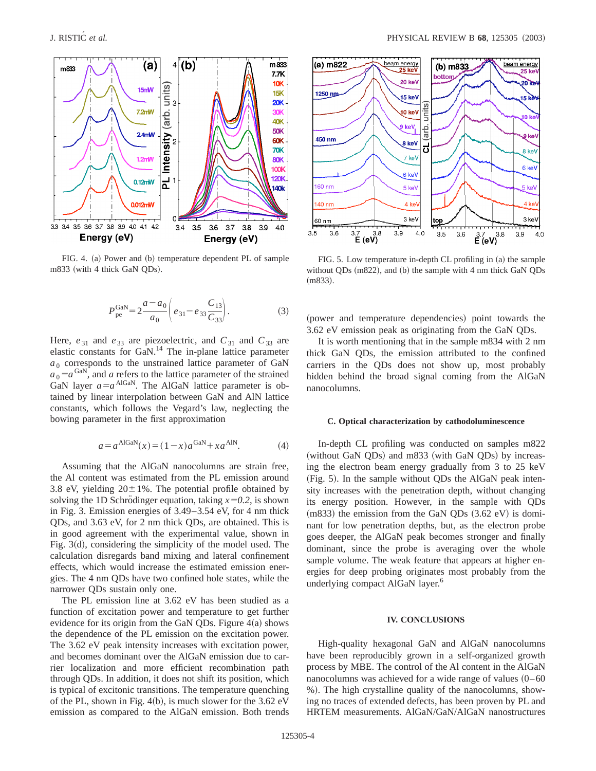FIG. 4. (a) Power and (b) temperature dependent PL of sample m833 (with 4 thick GaN QDs).

$$P_{pe}^{GaN} = 2\frac{a-a_0}{a_0}\left(e_{31} - e_{33}\frac{C_{13}}{C_{33}}\right). \tag{3}$$

Here, $e_{31}$ and $e_{33}$ are piezoelectric, and $C_{31}$ and $C_{33}$ are elastic constants for GaN.[14] The in-plane lattice parameter $a_0$ corresponds to the unstrained lattice parameter of GaN $a_0 = a^{GaN}$, and $a$ refers to the lattice parameter of the strained GaN layer $a = a^{AlGaN}$. The AlGaN lattice parameter is obtained by linear interpolation between GaN and AlN lattice constants, which follows the Vegard's law, neglecting the bowing parameter in the first approximation

$$a = a^{AlGaN}(x) = (1-x)a^{GaN} + xa^{AlN}. \tag{4}$$

Assuming that the AlGaN nanocolumns are strain free, the Al content was estimated from the PL emission around 3.8 eV, yielding 20±1%. The potential profile obtained by solving the 1D Schrödinger equation, taking $x=0.2$, is shown in Fig. 3. Emission energies of 3.49–3.54 eV, for 4 nm thick QDs, and 3.63 eV, for 2 nm thick QDs, are obtained. This is in good agreement with the experimental value, shown in Fig. 3(d), considering the simplicity of the model used. The calculation disregards band mixing and lateral confinement effects, which would increase the estimated emission energies. The 4 nm QDs have two confined hole states, while the narrower QDs sustain only one.

The PL emission line at 3.62 eV has been studied as a function of excitation power and temperature to get further evidence for its origin from the GaN QDs. Figure 4(a) shows the dependence of the PL emission on the excitation power. The 3.62 eV peak intensity increases with excitation power, and becomes dominant over the AlGaN emission due to carrier localization and more efficient recombination path through QDs. In addition, it does not shift its position, which is typical of excitonic transitions. The temperature quenching of the PL, shown in Fig. 4(b), is much slower for the 3.62 eV emission as compared to the AlGaN emission. Both trends (power and temperature dependencies) point towards the 3.62 eV emission peak as originating from the GaN QDs.

It is worth mentioning that in the sample m834 with 2 nm thick GaN QDs, the emission attributed to the confined carriers in the QDs does not show up, most probably hidden behind the broad signal coming from the AlGaN nanocolumns.

FIG. 5. Low temperature in-depth CL profiling in (a) the sample without QDs (m822), and (b) the sample with 4 nm thick GaN QDs (m833).

### C. Optical characterization by cathodoluminescence

In-depth CL profiling was conducted on samples m822 (without GaN QDs) and m833 (with GaN QDs) by increasing the electron beam energy gradually from 3 to 25 keV (Fig. 5). In the sample without QDs the AlGaN peak intensity increases with the penetration depth, without changing its energy position. However, in the sample with QDs (m833) the emission from the GaN QDs (3.62 eV) is dominant for low penetration depths, but, as the electron probe goes deeper, the AlGaN peak becomes stronger and finally dominant, since the probe is averaging over the whole sample volume. The weak feature that appears at higher energies for deep probing originates most probably from the underlying compact AlGaN layer.[6]

## IV. CONCLUSIONS

High-quality hexagonal GaN and AlGaN nanocolumns have been reproducibly grown in a self-organized growth process by MBE. The control of the Al content in the AlGaN nanocolumns was achieved for a wide range of values (0–60 %). The high crystalline quality of the nanocolumns, showing no traces of extended defects, has been proven by PL and HRTEM measurements. AlGaN/GaN/AlGaN nanostructures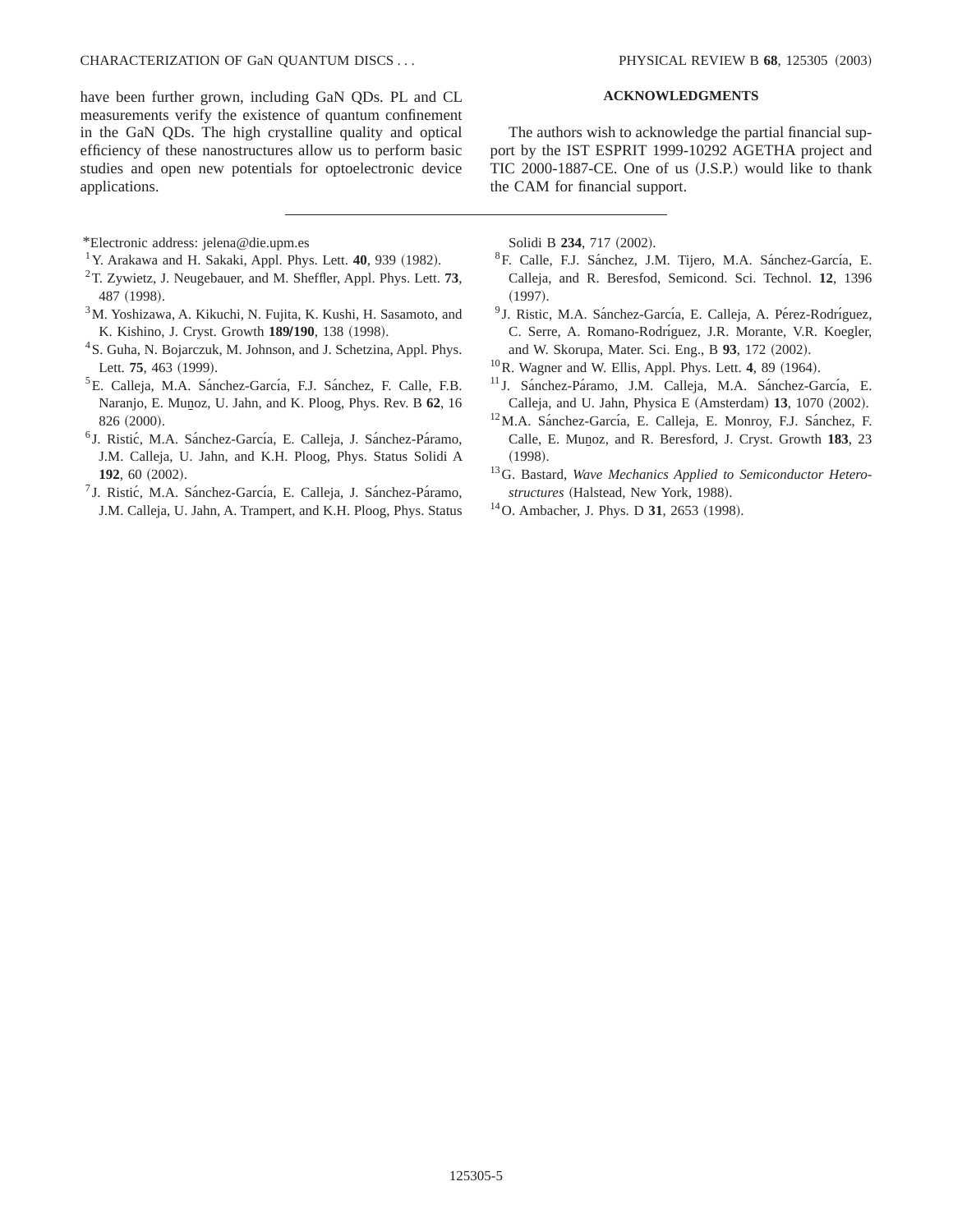have been further grown, including GaN QDs. PL and CL measurements verify the existence of quantum confinement in the GaN QDs. The high crystalline quality and optical efficiency of these nanostructures allow us to perform basic studies and open new potentials for optoelectronic device applications.

## ACKNOWLEDGMENTS

The authors wish to acknowledge the partial financial support by the IST ESPRIT 1999-10292 AGETHA project and TIC 2000-1887-CE. One of us (J.S.P.) would like to thank the CAM for financial support.

---

*Electronic address: jelena@die.upm.es

[1] Y. Arakawa and H. Sakaki, Appl. Phys. Lett. **40**, 939 (1982).

[2] T. Zywietz, J. Neugebauer, and M. Sheffler, Appl. Phys. Lett. **73**, 487 (1998).

[3] M. Yoshizawa, A. Kikuchi, N. Fujita, K. Kushi, H. Sasamoto, and K. Kishino, J. Cryst. Growth **189/190**, 138 (1998).

[4] S. Guha, N. Bojarczuk, M. Johnson, and J. Schetzina, Appl. Phys. Lett. **75**, 463 (1999).

[5] E. Calleja, M.A. Sánchez-García, F.J. Sánchez, F. Calle, F.B. Naranjo, E. Muñoz, U. Jahn, and K. Ploog, Phys. Rev. B **62**, 16 826 (2000).

[6] J. Ristić, M.A. Sánchez-García, E. Calleja, J. Sánchez-Páramo, J.M. Calleja, U. Jahn, and K.H. Ploog, Phys. Status Solidi A **192**, 60 (2002).

[7] J. Ristić, M.A. Sánchez-García, E. Calleja, J. Sánchez-Páramo, J.M. Calleja, U. Jahn, A. Trampert, and K.H. Ploog, Phys. Status Solidi B **234**, 717 (2002).

[8] F. Calle, F.J. Sánchez, J.M. Tijero, M.A. Sánchez-García, E. Calleja, and R. Beresfod, Semicond. Sci. Technol. **12**, 1396 (1997).

[9] J. Ristic, M.A. Sánchez-García, E. Calleja, A. Pérez-Rodríguez, C. Serre, A. Romano-Rodríguez, J.R. Morante, V.R. Koegler, and W. Skorupa, Mater. Sci. Eng., B **93**, 172 (2002).

[10] R. Wagner and W. Ellis, Appl. Phys. Lett. **4**, 89 (1964).

[11] J. Sánchez-Páramo, J.M. Calleja, M.A. Sánchez-García, E. Calleja, and U. Jahn, Physica E (Amsterdam) **13**, 1070 (2002).

[12] M.A. Sánchez-García, E. Calleja, E. Monroy, F.J. Sánchez, F. Calle, E. Muñoz, and R. Beresford, J. Cryst. Growth **183**, 23 (1998).

[13] G. Bastard, *Wave Mechanics Applied to Semiconductor Heterostructures* (Halstead, New York, 1988).

[14] O. Ambacher, J. Phys. D **31**, 2653 (1998).